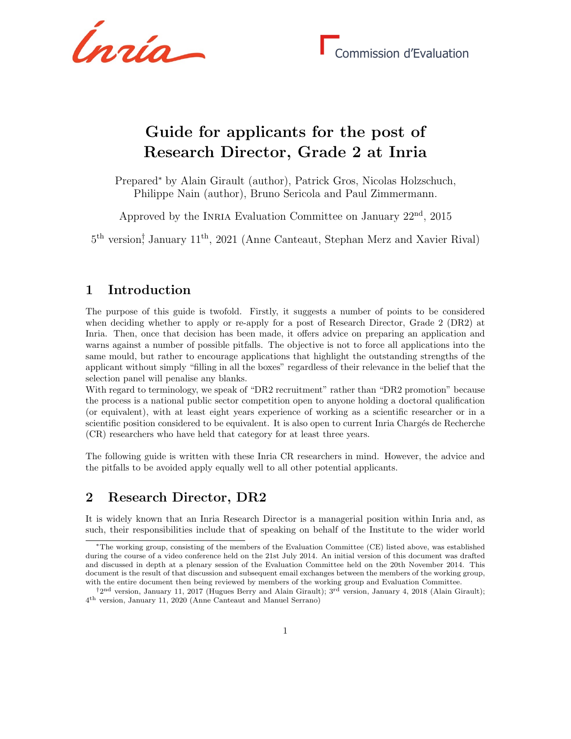Commission d'Evaluation

# Guide for applicants for the post of Research Director, Grade 2 at Inria

Prepared[*] by Alain Girault (author), Patrick Gros, Nicolas Holzschuch, Philippe Nain (author), Bruno Sericola and Paul Zimmermann.

Approved by the INRIA Evaluation Committee on January 22nd, 2015

5th version[†], January 11th, 2021 (Anne Canteaut, Stephan Merz and Xavier Rival)

## 1 Introduction

The purpose of this guide is twofold. Firstly, it suggests a number of points to be considered when deciding whether to apply or re-apply for a post of Research Director, Grade 2 (DR2) at Inria. Then, once that decision has been made, it offers advice on preparing an application and warns against a number of possible pitfalls. The objective is not to force all applications into the same mould, but rather to encourage applications that highlight the outstanding strengths of the applicant without simply "filling in all the boxes" regardless of their relevance in the belief that the selection panel will penalise any blanks.

With regard to terminology, we speak of "DR2 recruitment" rather than "DR2 promotion" because the process is a national public sector competition open to anyone holding a doctoral qualification (or equivalent), with at least eight years experience of working as a scientific researcher or in a scientific position considered to be equivalent. It is also open to current Inria Chargés de Recherche (CR) researchers who have held that category for at least three years.

The following guide is written with these Inria CR researchers in mind. However, the advice and the pitfalls to be avoided apply equally well to all other potential applicants.

## 2 Research Director, DR2

It is widely known that an Inria Research Director is a managerial position within Inria and, as such, their responsibilities include that of speaking on behalf of the Institute to the wider world

---

[*] The working group, consisting of the members of the Evaluation Committee (CE) listed above, was established during the course of a video conference held on the 21st July 2014. An initial version of this document was drafted and discussed in depth at a plenary session of the Evaluation Committee held on the 20th November 2014. This document is the result of that discussion and subsequent email exchanges between the members of the working group, with the entire document then being reviewed by members of the working group and Evaluation Committee.

[†] 2nd version, January 11, 2017 (Hugues Berry and Alain Girault); 3rd version, January 4, 2018 (Alain Girault); 4th version, January 11, 2020 (Anne Canteaut and Manuel Serrano)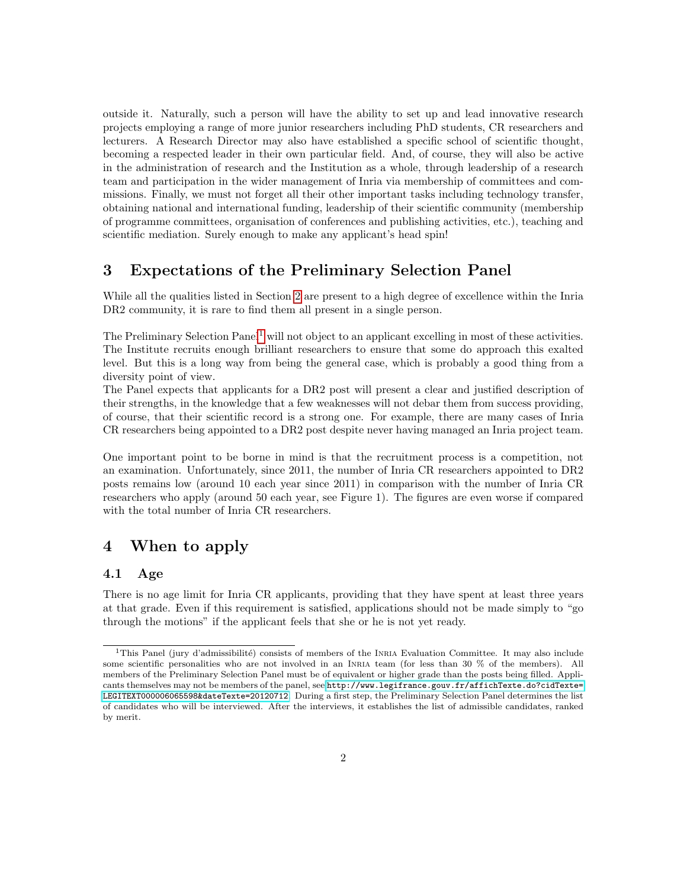outside it. Naturally, such a person will have the ability to set up and lead innovative research projects employing a range of more junior researchers including PhD students, CR researchers and lecturers. A Research Director may also have established a specific school of scientific thought, becoming a respected leader in their own particular field. And, of course, they will also be active in the administration of research and the Institution as a whole, through leadership of a research team and participation in the wider management of Inria via membership of committees and commissions. Finally, we must not forget all their other important tasks including technology transfer, obtaining national and international funding, leadership of their scientific community (membership of programme committees, organisation of conferences and publishing activities, etc.), teaching and scientific mediation. Surely enough to make any applicant's head spin!

## 3 Expectations of the Preliminary Selection Panel

While all the qualities listed in Section 2 are present to a high degree of excellence within the Inria DR2 community, it is rare to find them all present in a single person.

The Preliminary Selection Panel[1] will not object to an applicant excelling in most of these activities. The Institute recruits enough brilliant researchers to ensure that some do approach this exalted level. But this is a long way from being the general case, which is probably a good thing from a diversity point of view.

The Panel expects that applicants for a DR2 post will present a clear and justified description of their strengths, in the knowledge that a few weaknesses will not debar them from success providing, of course, that their scientific record is a strong one. For example, there are many cases of Inria CR researchers being appointed to a DR2 post despite never having managed an Inria project team.

One important point to be borne in mind is that the recruitment process is a competition, not an examination. Unfortunately, since 2011, the number of Inria CR researchers appointed to DR2 posts remains low (around 10 each year since 2011) in comparison with the number of Inria CR researchers who apply (around 50 each year, see Figure 1). The figures are even worse if compared with the total number of Inria CR researchers.

## 4 When to apply

### 4.1 Age

There is no age limit for Inria CR applicants, providing that they have spent at least three years at that grade. Even if this requirement is satisfied, applications should not be made simply to "go through the motions" if the applicant feels that she or he is not yet ready.

---

[1] This Panel (jury d'admissibilité) consists of members of the INRIA Evaluation Committee. It may also include some scientific personalities who are not involved in an INRIA team (for less than 30 % of the members). All members of the Preliminary Selection Panel must be of equivalent or higher grade than the posts being filled. Applicants themselves may not be members of the panel, see http://www.legifrance.gouv.fr/affichTexte.do?cidTexte=LEGITEXT000006065598&dateTexte=20120712. During a first step, the Preliminary Selection Panel determines the list of candidates who will be interviewed. After the interviews, it establishes the list of admissible candidates, ranked by merit.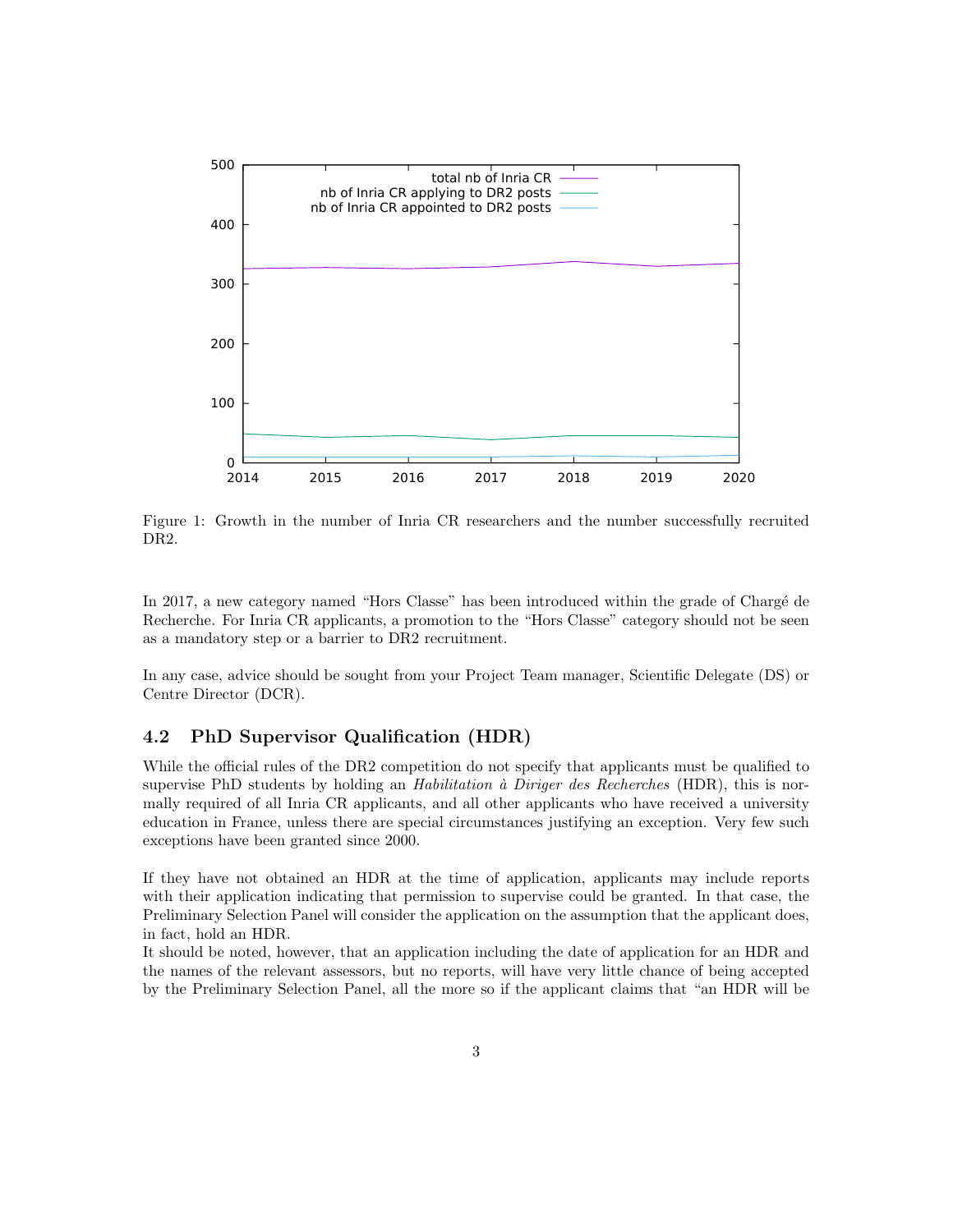Figure 1: Growth in the number of Inria CR researchers and the number successfully recruited DR2.

In 2017, a new category named "Hors Classe" has been introduced within the grade of Chargé de Recherche. For Inria CR applicants, a promotion to the "Hors Classe" category should not be seen as a mandatory step or a barrier to DR2 recruitment.

In any case, advice should be sought from your Project Team manager, Scientific Delegate (DS) or Centre Director (DCR).

## 4.2 PhD Supervisor Qualification (HDR)

While the official rules of the DR2 competition do not specify that applicants must be qualified to supervise PhD students by holding an *Habilitation à Diriger des Recherches* (HDR), this is normally required of all Inria CR applicants, and all other applicants who have received a university education in France, unless there are special circumstances justifying an exception. Very few such exceptions have been granted since 2000.

If they have not obtained an HDR at the time of application, applicants may include reports with their application indicating that permission to supervise could be granted. In that case, the Preliminary Selection Panel will consider the application on the assumption that the applicant does, in fact, hold an HDR.

It should be noted, however, that an application including the date of application for an HDR and the names of the relevant assessors, but no reports, will have very little chance of being accepted by the Preliminary Selection Panel, all the more so if the applicant claims that "an HDR will be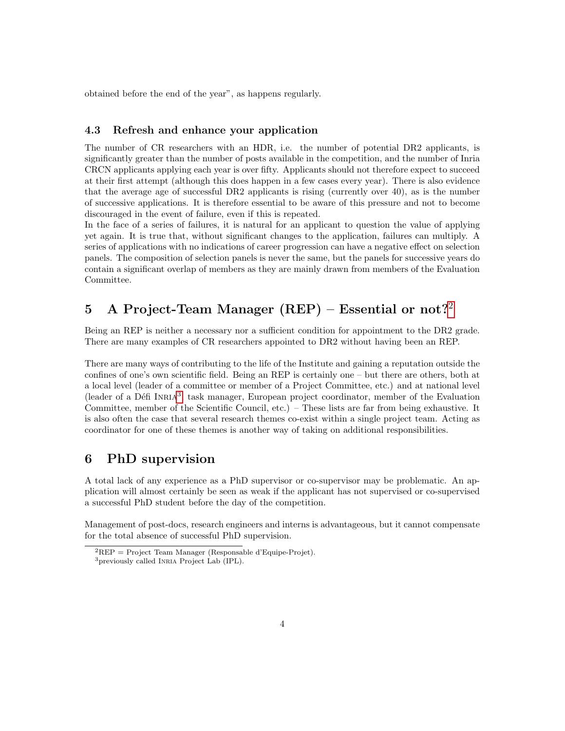obtained before the end of the year", as happens regularly.

### 4.3 Refresh and enhance your application

The number of CR researchers with an HDR, i.e. the number of potential DR2 applicants, is significantly greater than the number of posts available in the competition, and the number of Inria CRCN applicants applying each year is over fifty. Applicants should not therefore expect to succeed at their first attempt (although this does happen in a few cases every year). There is also evidence that the average age of successful DR2 applicants is rising (currently over 40), as is the number of successive applications. It is therefore essential to be aware of this pressure and not to become discouraged in the event of failure, even if this is repeated.

In the face of a series of failures, it is natural for an applicant to question the value of applying yet again. It is true that, without significant changes to the application, failures can multiply. A series of applications with no indications of career progression can have a negative effect on selection panels. The composition of selection panels is never the same, but the panels for successive years do contain a significant overlap of members as they are mainly drawn from members of the Evaluation Committee.

## 5 A Project-Team Manager (REP) – Essential or not?[2]

Being an REP is neither a necessary nor a sufficient condition for appointment to the DR2 grade. There are many examples of CR researchers appointed to DR2 without having been an REP.

There are many ways of contributing to the life of the Institute and gaining a reputation outside the confines of one's own scientific field. Being an REP is certainly one – but there are others, both at a local level (leader of a committee or member of a Project Committee, etc.) and at national level (leader of a Défi INRIA[3] task manager, European project coordinator, member of the Evaluation Committee, member of the Scientific Council, etc.) – These lists are far from being exhaustive. It is also often the case that several research themes co-exist within a single project team. Acting as coordinator for one of these themes is another way of taking on additional responsibilities.

## 6 PhD supervision

A total lack of any experience as a PhD supervisor or co-supervisor may be problematic. An application will almost certainly be seen as weak if the applicant has not supervised or co-supervised a successful PhD student before the day of the competition.

Management of post-docs, research engineers and interns is advantageous, but it cannot compensate for the total absence of successful PhD supervision.

[2] REP = Project Team Manager (Responsable d'Equipe-Projet).

[3] previously called INRIA Project Lab (IPL).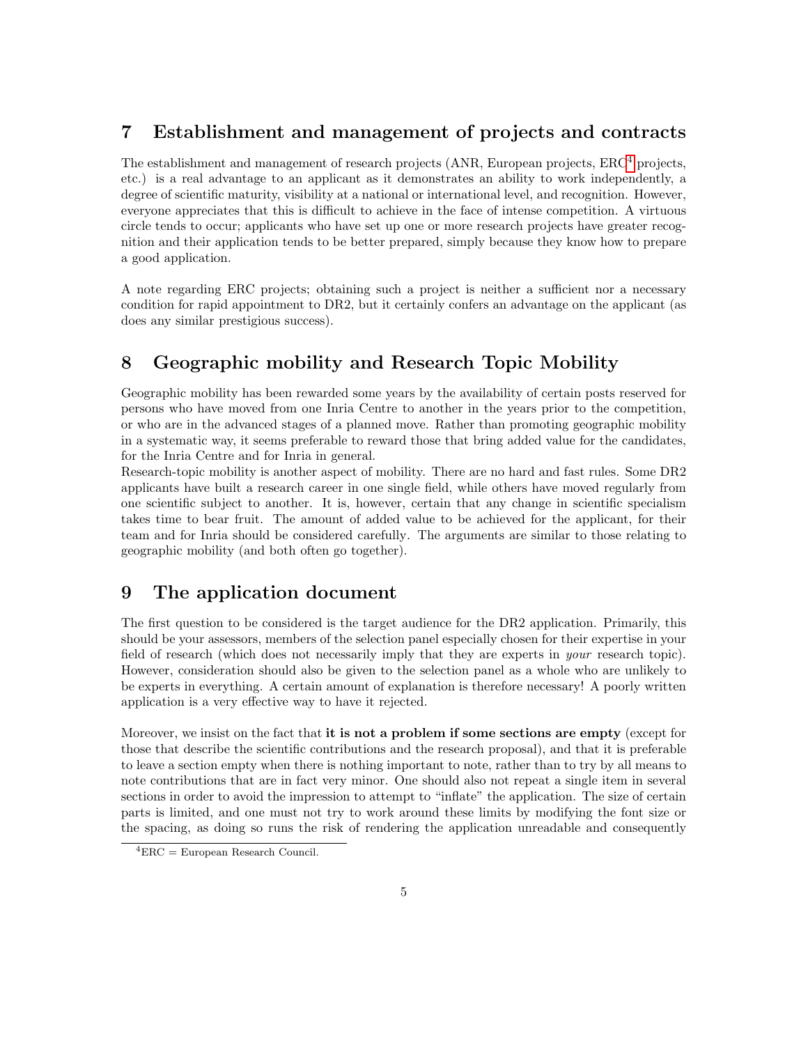## 7 Establishment and management of projects and contracts

The establishment and management of research projects (ANR, European projects, ERC[4] projects, etc.) is a real advantage to an applicant as it demonstrates an ability to work independently, a degree of scientific maturity, visibility at a national or international level, and recognition. However, everyone appreciates that this is difficult to achieve in the face of intense competition. A virtuous circle tends to occur; applicants who have set up one or more research projects have greater recognition and their application tends to be better prepared, simply because they know how to prepare a good application.

A note regarding ERC projects; obtaining such a project is neither a sufficient nor a necessary condition for rapid appointment to DR2, but it certainly confers an advantage on the applicant (as does any similar prestigious success).

## 8 Geographic mobility and Research Topic Mobility

Geographic mobility has been rewarded some years by the availability of certain posts reserved for persons who have moved from one Inria Centre to another in the years prior to the competition, or who are in the advanced stages of a planned move. Rather than promoting geographic mobility in a systematic way, it seems preferable to reward those that bring added value for the candidates, for the Inria Centre and for Inria in general.
Research-topic mobility is another aspect of mobility. There are no hard and fast rules. Some DR2 applicants have built a research career in one single field, while others have moved regularly from one scientific subject to another. It is, however, certain that any change in scientific specialism takes time to bear fruit. The amount of added value to be achieved for the applicant, for their team and for Inria should be considered carefully. The arguments are similar to those relating to geographic mobility (and both often go together).

## 9 The application document

The first question to be considered is the target audience for the DR2 application. Primarily, this should be your assessors, members of the selection panel especially chosen for their expertise in your field of research (which does not necessarily imply that they are experts in *your* research topic). However, consideration should also be given to the selection panel as a whole who are unlikely to be experts in everything. A certain amount of explanation is therefore necessary! A poorly written application is a very effective way to have it rejected.

Moreover, we insist on the fact that **it is not a problem if some sections are empty** (except for those that describe the scientific contributions and the research proposal), and that it is preferable to leave a section empty when there is nothing important to note, rather than to try by all means to note contributions that are in fact very minor. One should also not repeat a single item in several sections in order to avoid the impression to attempt to "inflate" the application. The size of certain parts is limited, and one must not try to work around these limits by modifying the font size or the spacing, as doing so runs the risk of rendering the application unreadable and consequently

[4]ERC = European Research Council.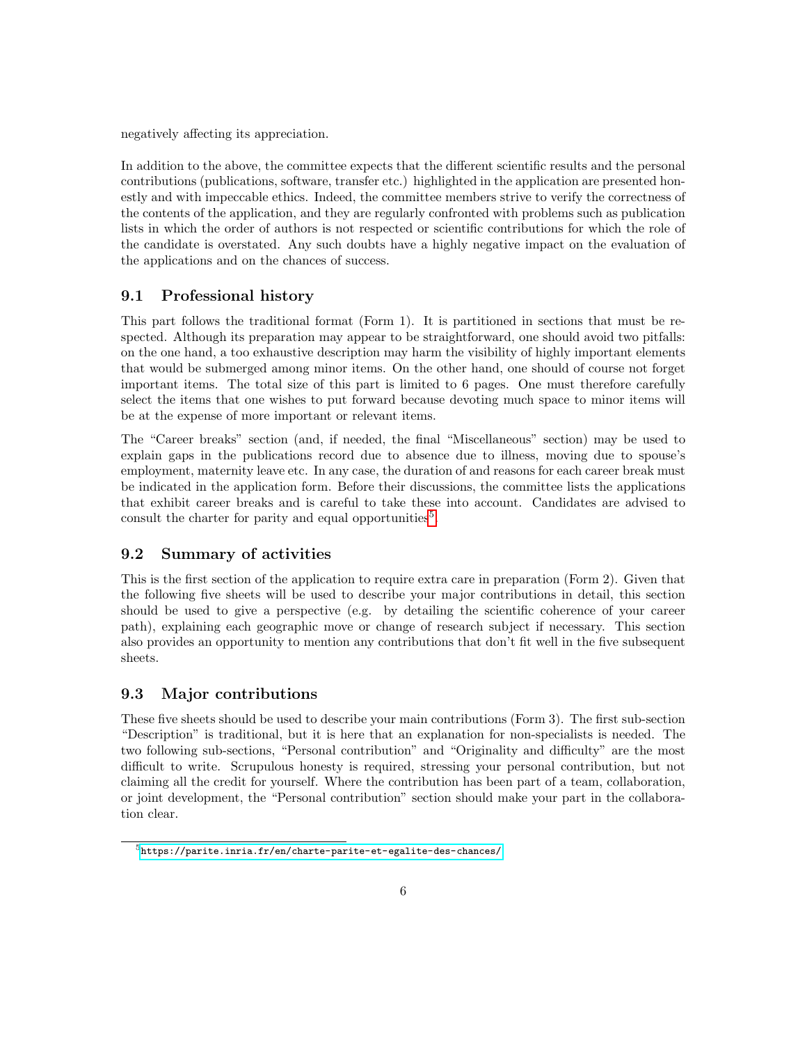negatively affecting its appreciation.

In addition to the above, the committee expects that the different scientific results and the personal contributions (publications, software, transfer etc.) highlighted in the application are presented honestly and with impeccable ethics. Indeed, the committee members strive to verify the correctness of the contents of the application, and they are regularly confronted with problems such as publication lists in which the order of authors is not respected or scientific contributions for which the role of the candidate is overstated. Any such doubts have a highly negative impact on the evaluation of the applications and on the chances of success.

## 9.1 Professional history

This part follows the traditional format (Form 1). It is partitioned in sections that must be respected. Although its preparation may appear to be straightforward, one should avoid two pitfalls: on the one hand, a too exhaustive description may harm the visibility of highly important elements that would be submerged among minor items. On the other hand, one should of course not forget important items. The total size of this part is limited to 6 pages. One must therefore carefully select the items that one wishes to put forward because devoting much space to minor items will be at the expense of more important or relevant items.

The "Career breaks" section (and, if needed, the final "Miscellaneous" section) may be used to explain gaps in the publications record due to absence due to illness, moving due to spouse's employment, maternity leave etc. In any case, the duration of and reasons for each career break must be indicated in the application form. Before their discussions, the committee lists the applications that exhibit career breaks and is careful to take these into account. Candidates are advised to consult the charter for parity and equal opportunities[5].

## 9.2 Summary of activities

This is the first section of the application to require extra care in preparation (Form 2). Given that the following five sheets will be used to describe your major contributions in detail, this section should be used to give a perspective (e.g. by detailing the scientific coherence of your career path), explaining each geographic move or change of research subject if necessary. This section also provides an opportunity to mention any contributions that don't fit well in the five subsequent sheets.

## 9.3 Major contributions

These five sheets should be used to describe your main contributions (Form 3). The first sub-section "Description" is traditional, but it is here that an explanation for non-specialists is needed. The two following sub-sections, "Personal contribution" and "Originality and difficulty" are the most difficult to write. Scrupulous honesty is required, stressing your personal contribution, but not claiming all the credit for yourself. Where the contribution has been part of a team, collaboration, or joint development, the "Personal contribution" section should make your part in the collaboration clear.

[5] https://parite.inria.fr/en/charte-parite-et-egalite-des-chances/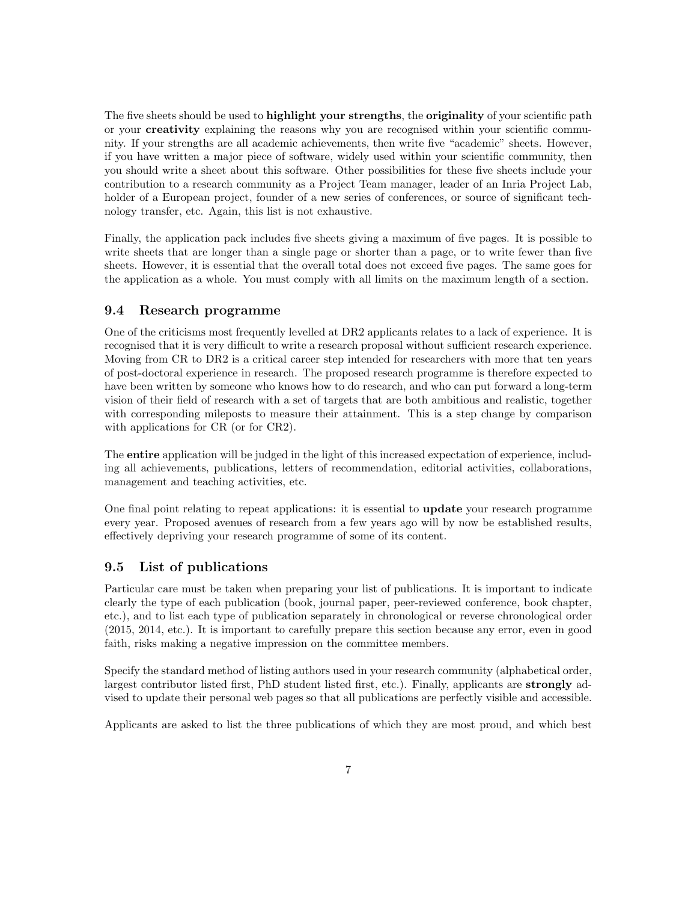The five sheets should be used to **highlight your strengths**, the **originality** of your scientific path or your **creativity** explaining the reasons why you are recognised within your scientific community. If your strengths are all academic achievements, then write five "academic" sheets. However, if you have written a major piece of software, widely used within your scientific community, then you should write a sheet about this software. Other possibilities for these five sheets include your contribution to a research community as a Project Team manager, leader of an Inria Project Lab, holder of a European project, founder of a new series of conferences, or source of significant technology transfer, etc. Again, this list is not exhaustive.

Finally, the application pack includes five sheets giving a maximum of five pages. It is possible to write sheets that are longer than a single page or shorter than a page, or to write fewer than five sheets. However, it is essential that the overall total does not exceed five pages. The same goes for the application as a whole. You must comply with all limits on the maximum length of a section.

### 9.4 Research programme

One of the criticisms most frequently levelled at DR2 applicants relates to a lack of experience. It is recognised that it is very difficult to write a research proposal without sufficient research experience. Moving from CR to DR2 is a critical career step intended for researchers with more that ten years of post-doctoral experience in research. The proposed research programme is therefore expected to have been written by someone who knows how to do research, and who can put forward a long-term vision of their field of research with a set of targets that are both ambitious and realistic, together with corresponding mileposts to measure their attainment. This is a step change by comparison with applications for CR (or for CR2).

The **entire** application will be judged in the light of this increased expectation of experience, including all achievements, publications, letters of recommendation, editorial activities, collaborations, management and teaching activities, etc.

One final point relating to repeat applications: it is essential to **update** your research programme every year. Proposed avenues of research from a few years ago will by now be established results, effectively depriving your research programme of some of its content.

### 9.5 List of publications

Particular care must be taken when preparing your list of publications. It is important to indicate clearly the type of each publication (book, journal paper, peer-reviewed conference, book chapter, etc.), and to list each type of publication separately in chronological or reverse chronological order (2015, 2014, etc.). It is important to carefully prepare this section because any error, even in good faith, risks making a negative impression on the committee members.

Specify the standard method of listing authors used in your research community (alphabetical order, largest contributor listed first, PhD student listed first, etc.). Finally, applicants are **strongly** advised to update their personal web pages so that all publications are perfectly visible and accessible.

Applicants are asked to list the three publications of which they are most proud, and which best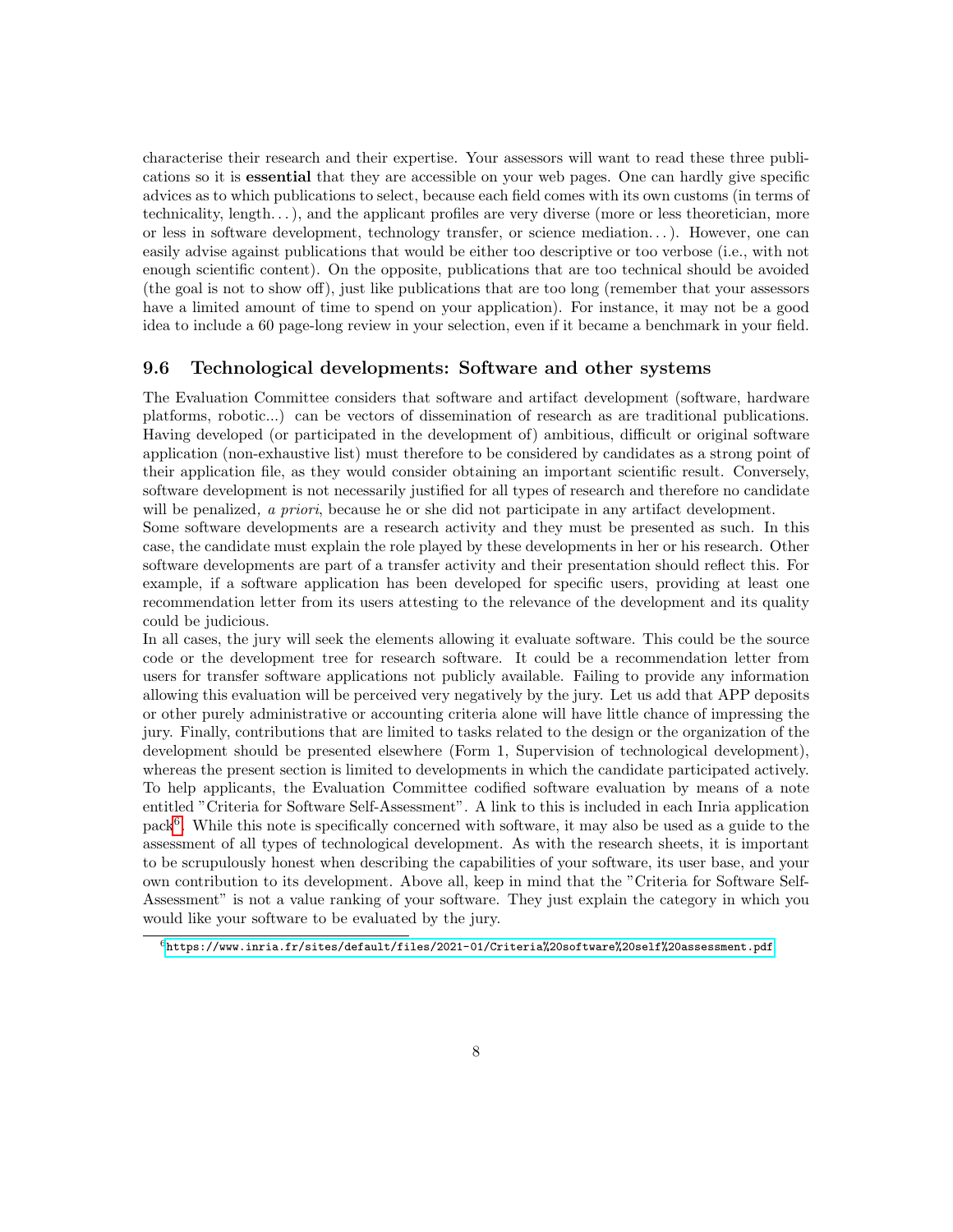characterise their research and their expertise. Your assessors will want to read these three publications so it is **essential** that they are accessible on your web pages. One can hardly give specific advices as to which publications to select, because each field comes with its own customs (in terms of technicality, length. . . ), and the applicant profiles are very diverse (more or less theoretician, more or less in software development, technology transfer, or science mediation. . . ). However, one can easily advise against publications that would be either too descriptive or too verbose (i.e., with not enough scientific content). On the opposite, publications that are too technical should be avoided (the goal is not to show off), just like publications that are too long (remember that your assessors have a limited amount of time to spend on your application). For instance, it may not be a good idea to include a 60 page-long review in your selection, even if it became a benchmark in your field.

### 9.6 Technological developments: Software and other systems

The Evaluation Committee considers that software and artifact development (software, hardware platforms, robotic...) can be vectors of dissemination of research as are traditional publications. Having developed (or participated in the development of) ambitious, difficult or original software application (non-exhaustive list) must therefore to be considered by candidates as a strong point of their application file, as they would consider obtaining an important scientific result. Conversely, software development is not necessarily justified for all types of research and therefore no candidate will be penalized, *a priori*, because he or she did not participate in any artifact development.

Some software developments are a research activity and they must be presented as such. In this case, the candidate must explain the role played by these developments in her or his research. Other software developments are part of a transfer activity and their presentation should reflect this. For example, if a software application has been developed for specific users, providing at least one recommendation letter from its users attesting to the relevance of the development and its quality could be judicious.

In all cases, the jury will seek the elements allowing it evaluate software. This could be the source code or the development tree for research software. It could be a recommendation letter from users for transfer software applications not publicly available. Failing to provide any information allowing this evaluation will be perceived very negatively by the jury. Let us add that APP deposits or other purely administrative or accounting criteria alone will have little chance of impressing the jury. Finally, contributions that are limited to tasks related to the design or the organization of the development should be presented elsewhere (Form 1, Supervision of technological development), whereas the present section is limited to developments in which the candidate participated actively. To help applicants, the Evaluation Committee codified software evaluation by means of a note entitled "Criteria for Software Self-Assessment". A link to this is included in each Inria application pack[6]. While this note is specifically concerned with software, it may also be used as a guide to the assessment of all types of technological development. As with the research sheets, it is important to be scrupulously honest when describing the capabilities of your software, its user base, and your own contribution to its development. Above all, keep in mind that the "Criteria for Software Self-Assessment" is not a value ranking of your software. They just explain the category in which you would like your software to be evaluated by the jury.

[6] https://www.inria.fr/sites/default/files/2021-01/Criteria%20software%20self%20assessment.pdf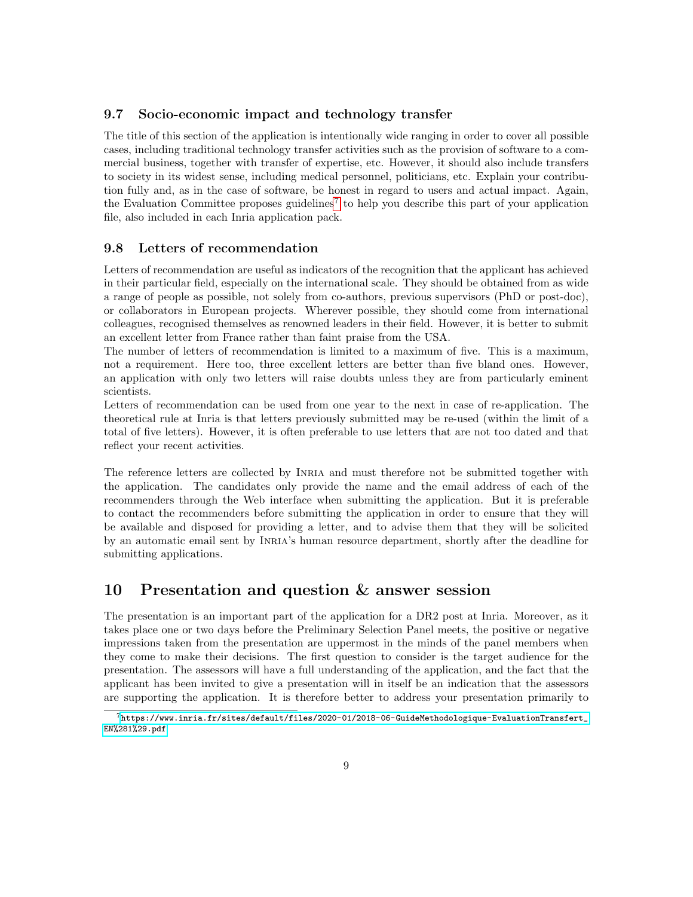### 9.7 Socio-economic impact and technology transfer

The title of this section of the application is intentionally wide ranging in order to cover all possible cases, including traditional technology transfer activities such as the provision of software to a commercial business, together with transfer of expertise, etc. However, it should also include transfers to society in its widest sense, including medical personnel, politicians, etc. Explain your contribution fully and, as in the case of software, be honest in regard to users and actual impact. Again, the Evaluation Committee proposes guidelines[7] to help you describe this part of your application file, also included in each Inria application pack.

### 9.8 Letters of recommendation

Letters of recommendation are useful as indicators of the recognition that the applicant has achieved in their particular field, especially on the international scale. They should be obtained from as wide a range of people as possible, not solely from co-authors, previous supervisors (PhD or post-doc), or collaborators in European projects. Wherever possible, they should come from international colleagues, recognised themselves as renowned leaders in their field. However, it is better to submit an excellent letter from France rather than faint praise from the USA.

The number of letters of recommendation is limited to a maximum of five. This is a maximum, not a requirement. Here too, three excellent letters are better than five bland ones. However, an application with only two letters will raise doubts unless they are from particularly eminent scientists.

Letters of recommendation can be used from one year to the next in case of re-application. The theoretical rule at Inria is that letters previously submitted may be re-used (within the limit of a total of five letters). However, it is often preferable to use letters that are not too dated and that reflect your recent activities.

The reference letters are collected by INRIA and must therefore not be submitted together with the application. The candidates only provide the name and the email address of each of the recommenders through the Web interface when submitting the application. But it is preferable to contact the recommenders before submitting the application in order to ensure that they will be available and disposed for providing a letter, and to advise them that they will be solicited by an automatic email sent by INRIA's human resource department, shortly after the deadline for submitting applications.

## 10 Presentation and question & answer session

The presentation is an important part of the application for a DR2 post at Inria. Moreover, as it takes place one or two days before the Preliminary Selection Panel meets, the positive or negative impressions taken from the presentation are uppermost in the minds of the panel members when they come to make their decisions. The first question to consider is the target audience for the presentation. The assessors will have a full understanding of the application, and the fact that the applicant has been invited to give a presentation will in itself be an indication that the assessors are supporting the application. It is therefore better to address your presentation primarily to

[7] https://www.inria.fr/sites/default/files/2020-01/2018-06-GuideMethodologique-EvaluationTransfert_EN%281%29.pdf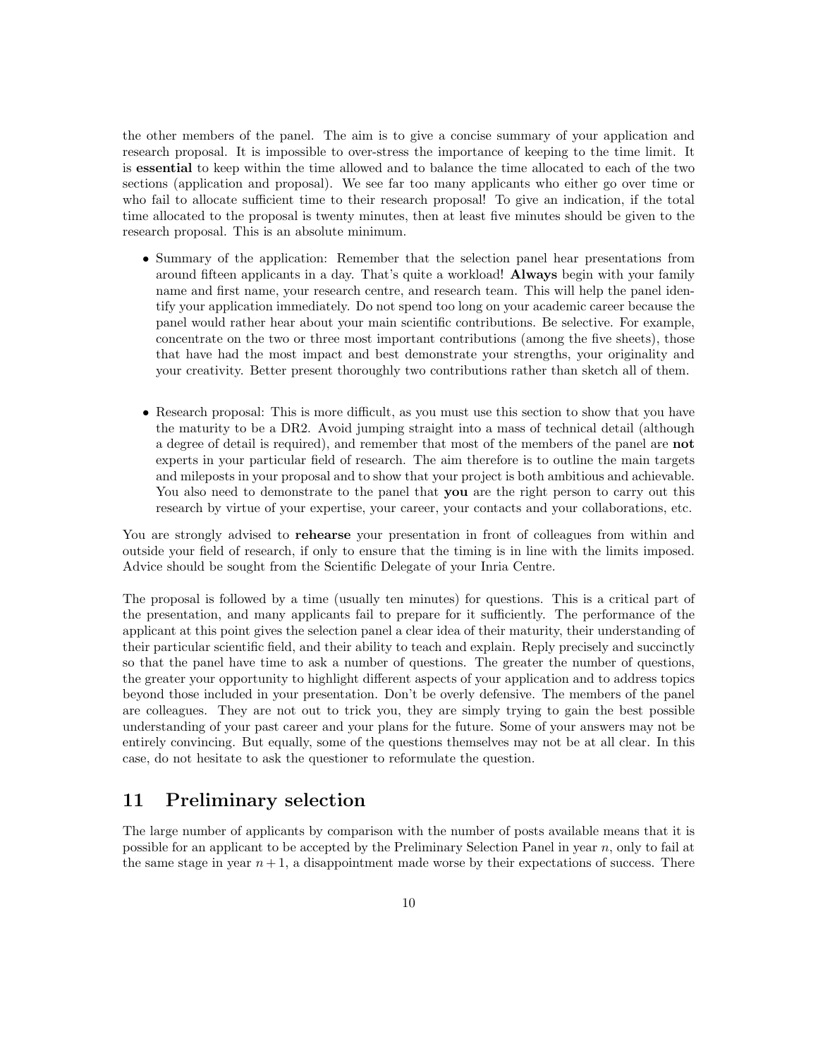the other members of the panel. The aim is to give a concise summary of your application and research proposal. It is impossible to over-stress the importance of keeping to the time limit. It is **essential** to keep within the time allowed and to balance the time allocated to each of the two sections (application and proposal). We see far too many applicants who either go over time or who fail to allocate sufficient time to their research proposal! To give an indication, if the total time allocated to the proposal is twenty minutes, then at least five minutes should be given to the research proposal. This is an absolute minimum.

- Summary of the application: Remember that the selection panel hear presentations from around fifteen applicants in a day. That's quite a workload! **Always** begin with your family name and first name, your research centre, and research team. This will help the panel identify your application immediately. Do not spend too long on your academic career because the panel would rather hear about your main scientific contributions. Be selective. For example, concentrate on the two or three most important contributions (among the five sheets), those that have had the most impact and best demonstrate your strengths, your originality and your creativity. Better present thoroughly two contributions rather than sketch all of them.

- Research proposal: This is more difficult, as you must use this section to show that you have the maturity to be a DR2. Avoid jumping straight into a mass of technical detail (although a degree of detail is required), and remember that most of the members of the panel are **not** experts in your particular field of research. The aim therefore is to outline the main targets and mileposts in your proposal and to show that your project is both ambitious and achievable. You also need to demonstrate to the panel that **you** are the right person to carry out this research by virtue of your expertise, your career, your contacts and your collaborations, etc.

You are strongly advised to **rehearse** your presentation in front of colleagues from within and outside your field of research, if only to ensure that the timing is in line with the limits imposed. Advice should be sought from the Scientific Delegate of your Inria Centre.

The proposal is followed by a time (usually ten minutes) for questions. This is a critical part of the presentation, and many applicants fail to prepare for it sufficiently. The performance of the applicant at this point gives the selection panel a clear idea of their maturity, their understanding of their particular scientific field, and their ability to teach and explain. Reply precisely and succinctly so that the panel have time to ask a number of questions. The greater the number of questions, the greater your opportunity to highlight different aspects of your application and to address topics beyond those included in your presentation. Don't be overly defensive. The members of the panel are colleagues. They are not out to trick you, they are simply trying to gain the best possible understanding of your past career and your plans for the future. Some of your answers may not be entirely convincing. But equally, some of the questions themselves may not be at all clear. In this case, do not hesitate to ask the questioner to reformulate the question.

## 11 Preliminary selection

The large number of applicants by comparison with the number of posts available means that it is possible for an applicant to be accepted by the Preliminary Selection Panel in year $n$, only to fail at the same stage in year $n + 1$, a disappointment made worse by their expectations of success. There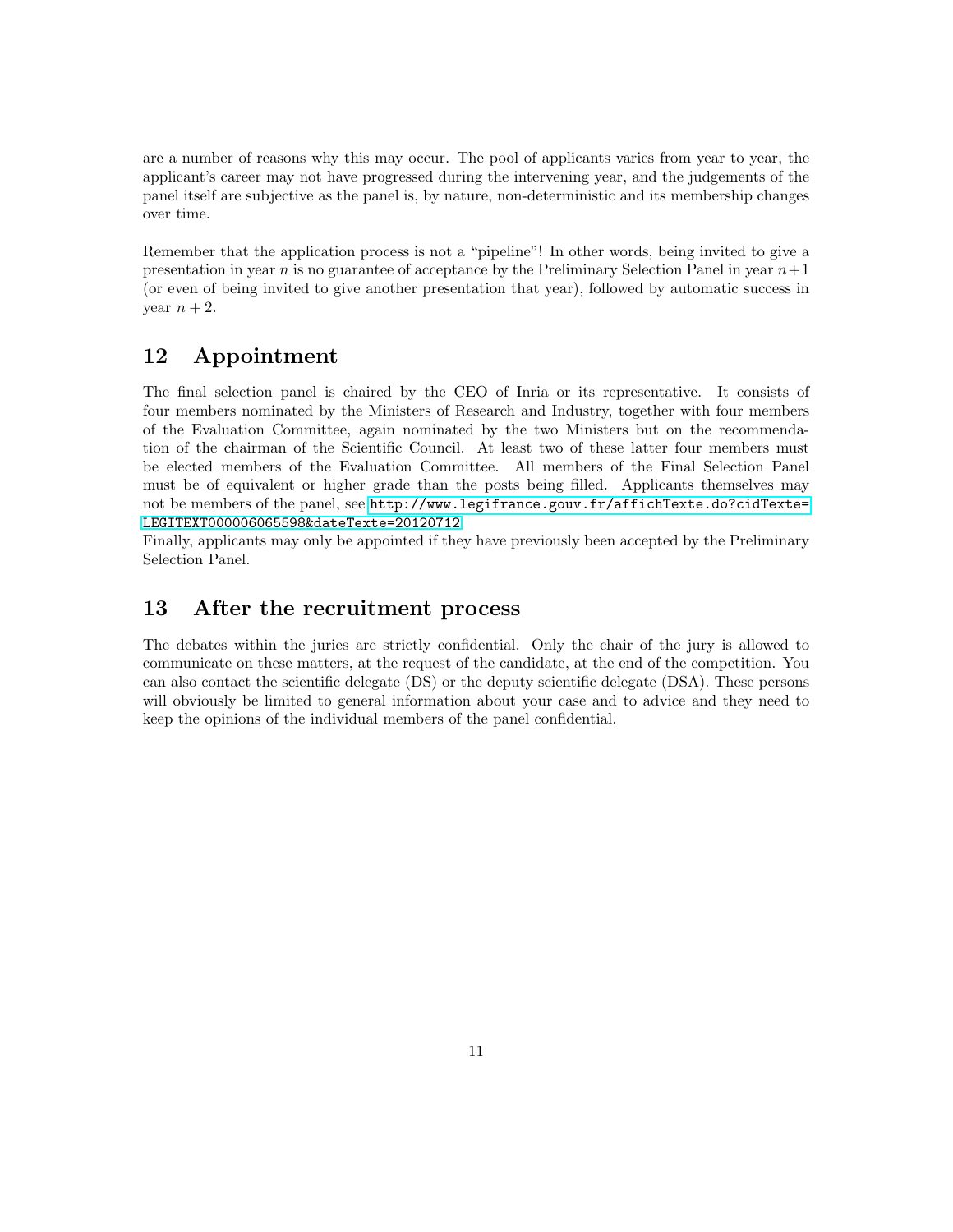are a number of reasons why this may occur. The pool of applicants varies from year to year, the applicant's career may not have progressed during the intervening year, and the judgements of the panel itself are subjective as the panel is, by nature, non-deterministic and its membership changes over time.

Remember that the application process is not a "pipeline"! In other words, being invited to give a presentation in year $n$ is no guarantee of acceptance by the Preliminary Selection Panel in year $n+1$ (or even of being invited to give another presentation that year), followed by automatic success in year $n+2$.

## 12 Appointment

The final selection panel is chaired by the CEO of Inria or its representative. It consists of four members nominated by the Ministers of Research and Industry, together with four members of the Evaluation Committee, again nominated by the two Ministers but on the recommendation of the chairman of the Scientific Council. At least two of these latter four members must be elected members of the Evaluation Committee. All members of the Final Selection Panel must be of equivalent or higher grade than the posts being filled. Applicants themselves may not be members of the panel, see http://www.legifrance.gouv.fr/affichTexte.do?cidTexte=LEGITEXT000006065598&dateTexte=20120712
Finally, applicants may only be appointed if they have previously been accepted by the Preliminary Selection Panel.

## 13 After the recruitment process

The debates within the juries are strictly confidential. Only the chair of the jury is allowed to communicate on these matters, at the request of the candidate, at the end of the competition. You can also contact the scientific delegate (DS) or the deputy scientific delegate (DSA). These persons will obviously be limited to general information about your case and to advice and they need to keep the opinions of the individual members of the panel confidential.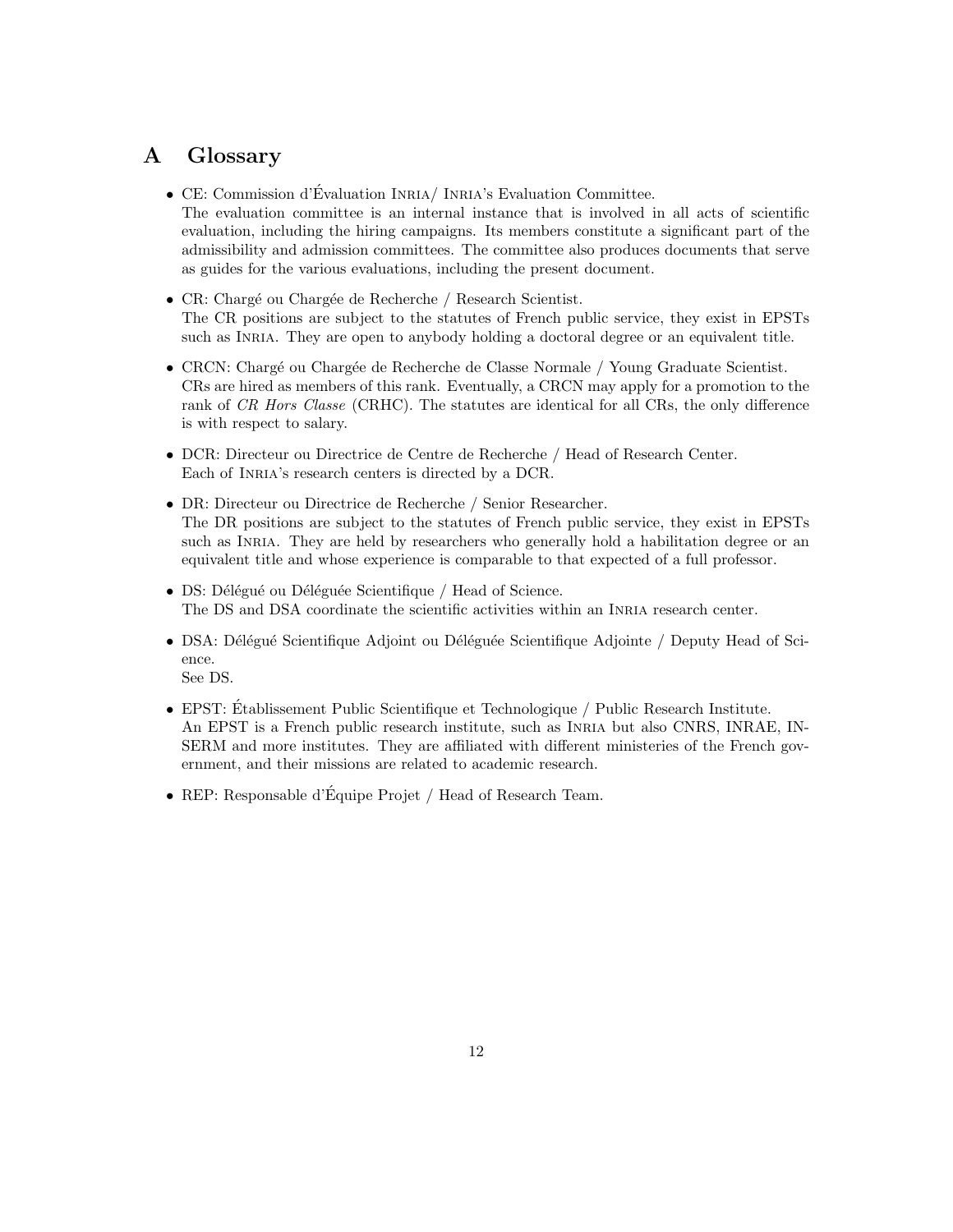# A Glossary

- CE: Commission d'Évaluation INRIA/ INRIA's Evaluation Committee.
  The evaluation committee is an internal instance that is involved in all acts of scientific evaluation, including the hiring campaigns. Its members constitute a significant part of the admissibility and admission committees. The committee also produces documents that serve as guides for the various evaluations, including the present document.

- CR: Chargé ou Chargée de Recherche / Research Scientist.
  The CR positions are subject to the statutes of French public service, they exist in EPSTs such as INRIA. They are open to anybody holding a doctoral degree or an equivalent title.

- CRCN: Chargé ou Chargée de Recherche de Classe Normale / Young Graduate Scientist.
  CRs are hired as members of this rank. Eventually, a CRCN may apply for a promotion to the rank of *CR Hors Classe* (CRHC). The statutes are identical for all CRs, the only difference is with respect to salary.

- DCR: Directeur ou Directrice de Centre de Recherche / Head of Research Center.
  Each of INRIA's research centers is directed by a DCR.

- DR: Directeur ou Directrice de Recherche / Senior Researcher.
  The DR positions are subject to the statutes of French public service, they exist in EPSTs such as INRIA. They are held by researchers who generally hold a habilitation degree or an equivalent title and whose experience is comparable to that expected of a full professor.

- DS: Délégué ou Déléguée Scientifique / Head of Science.
  The DS and DSA coordinate the scientific activities within an INRIA research center.

- DSA: Délégué Scientifique Adjoint ou Déléguée Scientifique Adjointe / Deputy Head of Science.
  See DS.

- EPST: Établissement Public Scientifique et Technologique / Public Research Institute.
  An EPST is a French public research institute, such as INRIA but also CNRS, INRAE, INSERM and more institutes. They are affiliated with different ministeries of the French government, and their missions are related to academic research.

- REP: Responsable d'Équipe Projet / Head of Research Team.